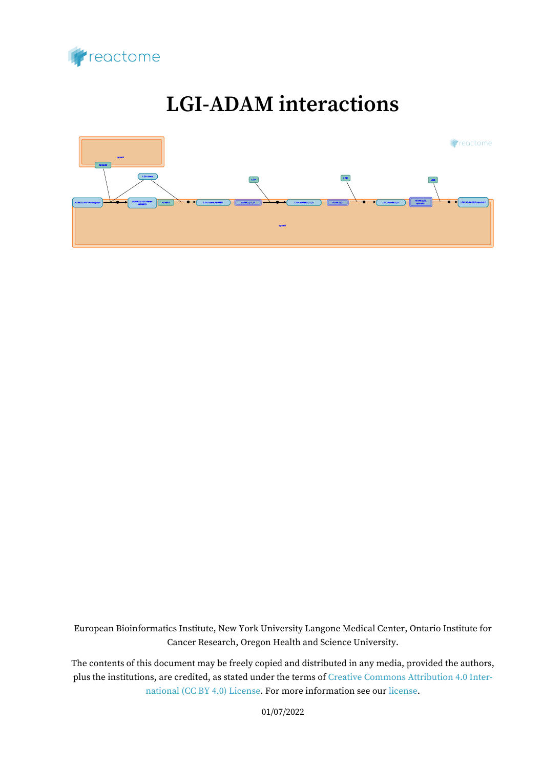# LGI-ADAM interactions

European Bioinformatics Institute, New York University Langone Medical Center, Ontario Institute for Cancer Research, Oregon Health and Science University.

The contents of this document may be freely copied and distributed in any media, provided the authors, plus the institutions, are credited, as stated under the terms of Creative Commons Attribution 4.0 International (CC BY 4.0) License. For more information see our license.

01/07/2022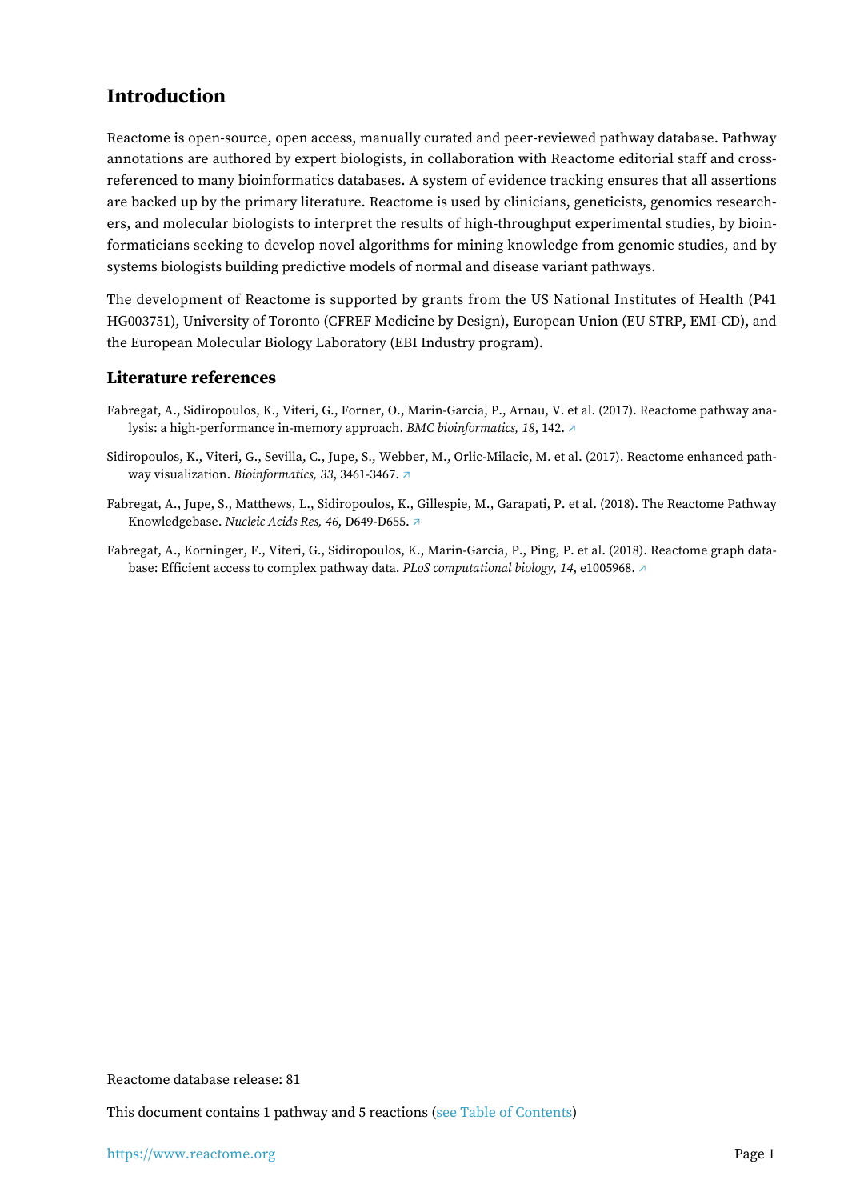## Introduction

Reactome is open-source, open access, manually curated and peer-reviewed pathway database. Pathway annotations are authored by expert biologists, in collaboration with Reactome editorial staff and cross-referenced to many bioinformatics databases. A system of evidence tracking ensures that all assertions are backed up by the primary literature. Reactome is used by clinicians, geneticists, genomics researchers, and molecular biologists to interpret the results of high-throughput experimental studies, by bioinformaticians seeking to develop novel algorithms for mining knowledge from genomic studies, and by systems biologists building predictive models of normal and disease variant pathways.

The development of Reactome is supported by grants from the US National Institutes of Health (P41 HG003751), University of Toronto (CFREF Medicine by Design), European Union (EU STRP, EMI-CD), and the European Molecular Biology Laboratory (EBI Industry program).

### Literature references

Fabregat, A., Sidiropoulos, K., Viteri, G., Forner, O., Marin-Garcia, P., Arnau, V. et al. (2017). Reactome pathway analysis: a high-performance in-memory approach. *BMC bioinformatics, 18*, 142. ↗

Sidiropoulos, K., Viteri, G., Sevilla, C., Jupe, S., Webber, M., Orlic-Milacic, M. et al. (2017). Reactome enhanced pathway visualization. *Bioinformatics, 33*, 3461-3467. ↗

Fabregat, A., Jupe, S., Matthews, L., Sidiropoulos, K., Gillespie, M., Garapati, P. et al. (2018). The Reactome Pathway Knowledgebase. *Nucleic Acids Res, 46*, D649-D655. ↗

Fabregat, A., Korninger, F., Viteri, G., Sidiropoulos, K., Marin-Garcia, P., Ping, P. et al. (2018). Reactome graph database: Efficient access to complex pathway data. *PLoS computational biology, 14*, e1005968. ↗

Reactome database release: 81

This document contains 1 pathway and 5 reactions (see Table of Contents)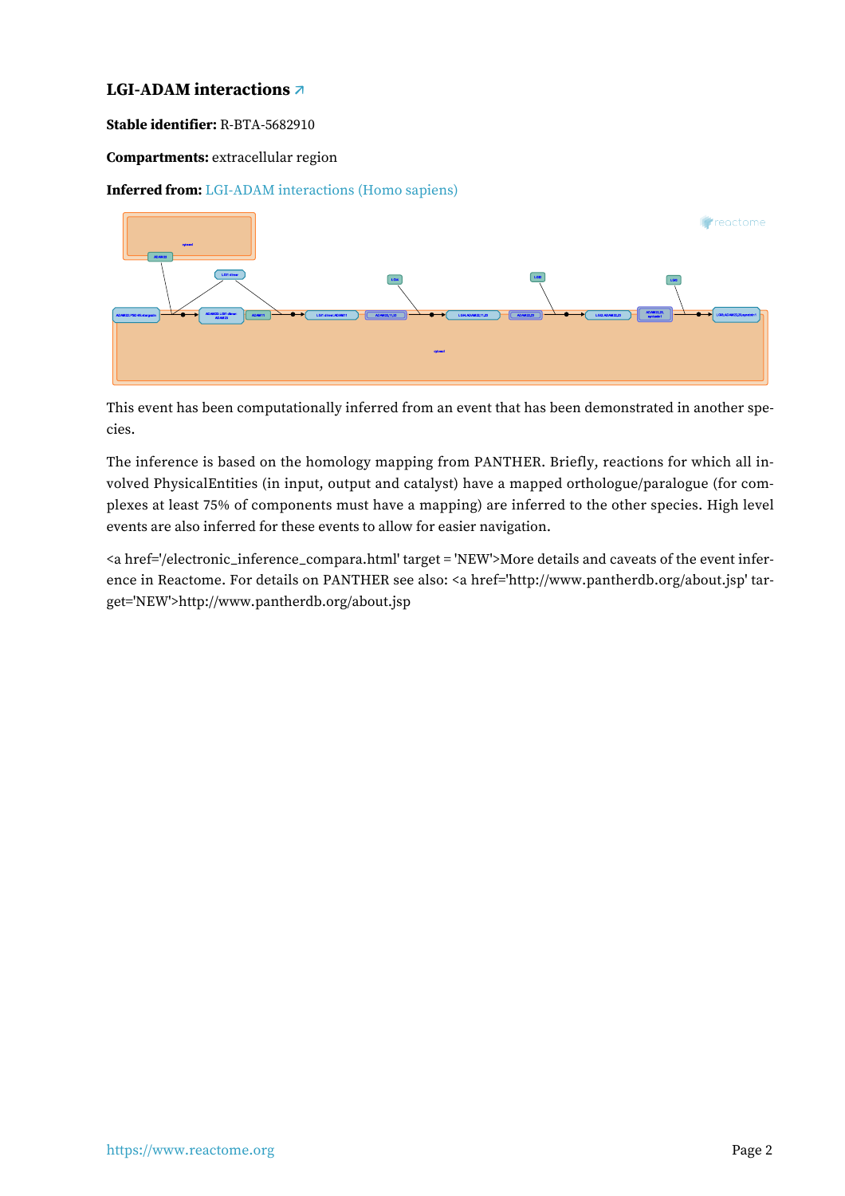## LGI-ADAM interactions ↗

**Stable identifier:** R-BTA-5682910

**Compartments:** extracellular region

**Inferred from:** LGI-ADAM interactions (Homo sapiens)

This event has been computationally inferred from an event that has been demonstrated in another species.

The inference is based on the homology mapping from PANTHER. Briefly, reactions for which all involved PhysicalEntities (in input, output and catalyst) have a mapped orthologue/paralogue (for complexes at least 75% of components must have a mapping) are inferred to the other species. High level events are also inferred for these events to allow for easier navigation.

<a href='/electronic_inference_compara.html' target = 'NEW'>More details and caveats of the event inference in Reactome. For details on PANTHER see also: <a href='http://www.pantherdb.org/about.jsp' target='NEW'>http://www.pantherdb.org/about.jsp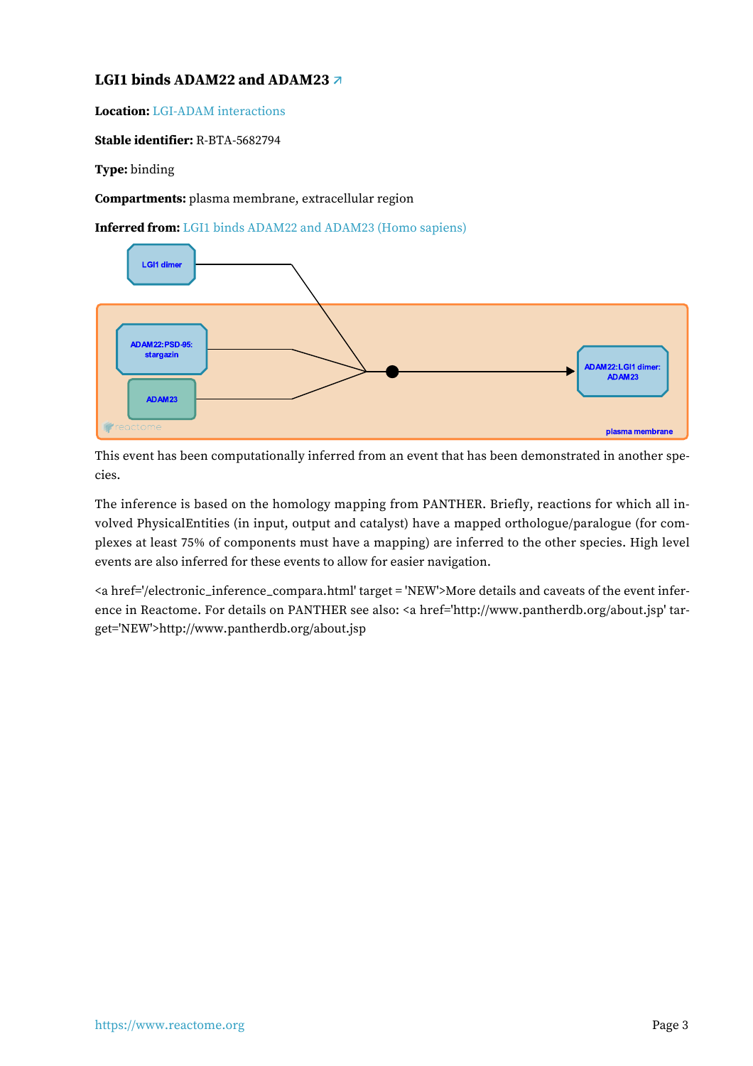### LGI1 binds ADAM22 and ADAM23 ↗

**Location:** LGI-ADAM interactions

**Stable identifier:** R-BTA-5682794

**Type:** binding

**Compartments:** plasma membrane, extracellular region

**Inferred from:** LGI1 binds ADAM22 and ADAM23 (Homo sapiens)

This event has been computationally inferred from an event that has been demonstrated in another species.

The inference is based on the homology mapping from PANTHER. Briefly, reactions for which all involved PhysicalEntities (in input, output and catalyst) have a mapped orthologue/paralogue (for complexes at least 75% of components must have a mapping) are inferred to the other species. High level events are also inferred for these events to allow for easier navigation.

<a href='/electronic_inference_compara.html' target = 'NEW'>More details and caveats of the event inference in Reactome. For details on PANTHER see also: <a href='http://www.pantherdb.org/about.jsp' target='NEW'>http://www.pantherdb.org/about.jsp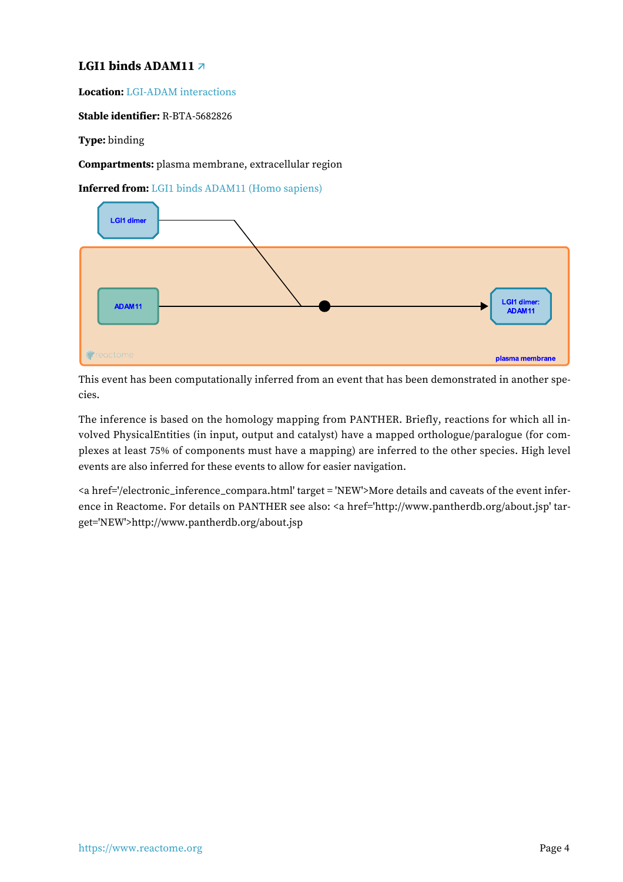### LGI1 binds ADAM11 ↗

**Location:** LGI-ADAM interactions

**Stable identifier:** R-BTA-5682826

**Type:** binding

**Compartments:** plasma membrane, extracellular region

**Inferred from:** LGI1 binds ADAM11 (Homo sapiens)

This event has been computationally inferred from an event that has been demonstrated in another species.

The inference is based on the homology mapping from PANTHER. Briefly, reactions for which all involved PhysicalEntities (in input, output and catalyst) have a mapped orthologue/paralogue (for complexes at least 75% of components must have a mapping) are inferred to the other species. High level events are also inferred for these events to allow for easier navigation.

<a href='/electronic_inference_compara.html' target = 'NEW'>More details and caveats of the event inference in Reactome. For details on PANTHER see also: <a href='http://www.pantherdb.org/about.jsp' target='NEW'>http://www.pantherdb.org/about.jsp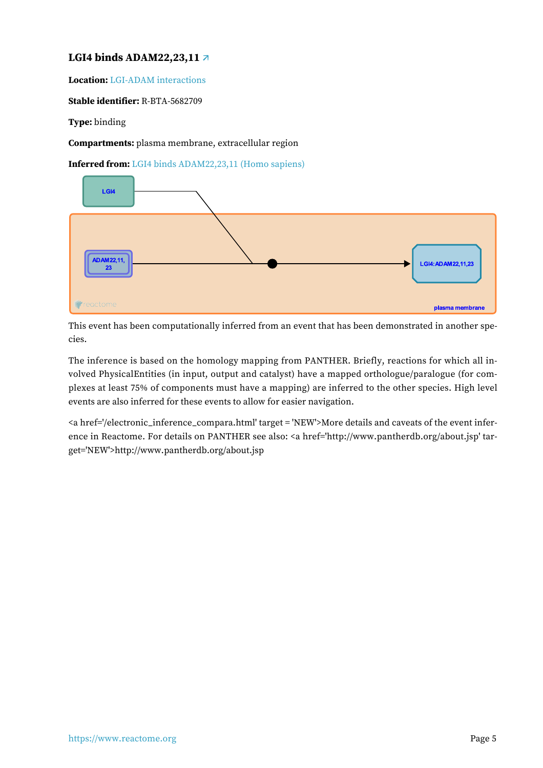### LGI4 binds ADAM22,23,11 ↗

**Location:** LGI-ADAM interactions

**Stable identifier:** R-BTA-5682709

**Type:** binding

**Compartments:** plasma membrane, extracellular region

**Inferred from:** LGI4 binds ADAM22,23,11 (Homo sapiens)

This event has been computationally inferred from an event that has been demonstrated in another species.

The inference is based on the homology mapping from PANTHER. Briefly, reactions for which all involved PhysicalEntities (in input, output and catalyst) have a mapped orthologue/paralogue (for complexes at least 75% of components must have a mapping) are inferred to the other species. High level events are also inferred for these events to allow for easier navigation.

<a href='/electronic_inference_compara.html' target = 'NEW'>More details and caveats of the event inference in Reactome. For details on PANTHER see also: <a href='http://www.pantherdb.org/about.jsp' target='NEW'>http://www.pantherdb.org/about.jsp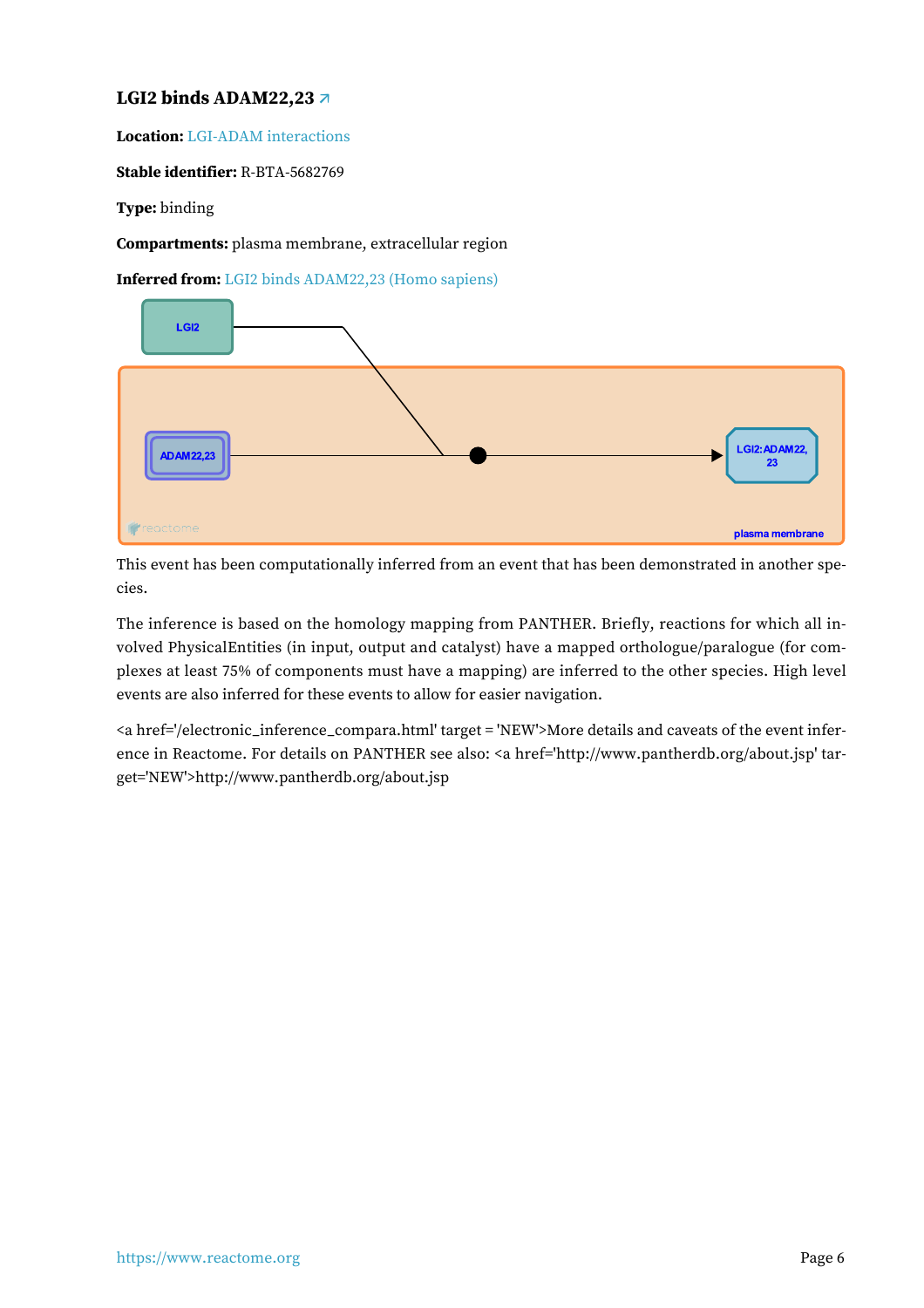### LGI2 binds ADAM22,23 ↗

**Location:** LGI-ADAM interactions

**Stable identifier:** R-BTA-5682769

**Type:** binding

**Compartments:** plasma membrane, extracellular region

**Inferred from:** LGI2 binds ADAM22,23 (Homo sapiens)

This event has been computationally inferred from an event that has been demonstrated in another species.

The inference is based on the homology mapping from PANTHER. Briefly, reactions for which all involved PhysicalEntities (in input, output and catalyst) have a mapped orthologue/paralogue (for complexes at least 75% of components must have a mapping) are inferred to the other species. High level events are also inferred for these events to allow for easier navigation.

<a href='/electronic_inference_compara.html' target = 'NEW'>More details and caveats of the event inference in Reactome. For details on PANTHER see also: <a href='http://www.pantherdb.org/about.jsp' target='NEW'>http://www.pantherdb.org/about.jsp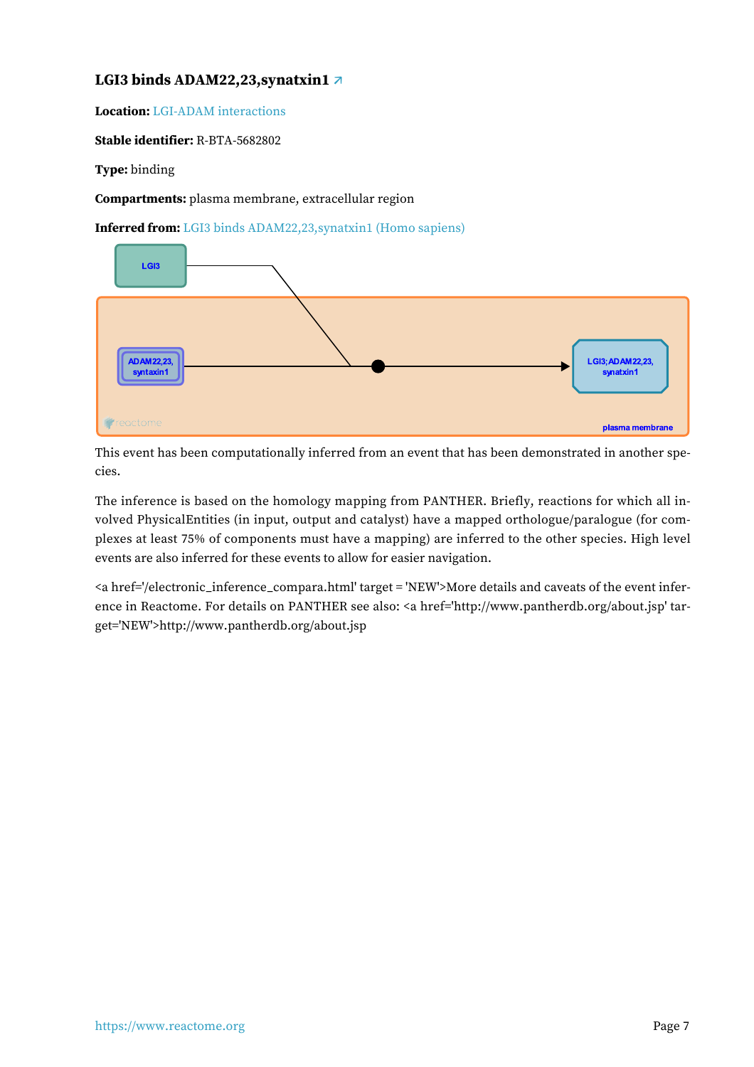### LGI3 binds ADAM22,23,synatxin1 ↗

**Location:** LGI-ADAM interactions

**Stable identifier:** R-BTA-5682802

**Type:** binding

**Compartments:** plasma membrane, extracellular region

**Inferred from:** LGI3 binds ADAM22,23,synatxin1 (Homo sapiens)

This event has been computationally inferred from an event that has been demonstrated in another species.

The inference is based on the homology mapping from PANTHER. Briefly, reactions for which all involved PhysicalEntities (in input, output and catalyst) have a mapped orthologue/paralogue (for complexes at least 75% of components must have a mapping) are inferred to the other species. High level events are also inferred for these events to allow for easier navigation.

<a href='/electronic_inference_compara.html' target = 'NEW'>More details and caveats of the event inference in Reactome. For details on PANTHER see also: <a href='http://www.pantherdb.org/about.jsp' target='NEW'>http://www.pantherdb.org/about.jsp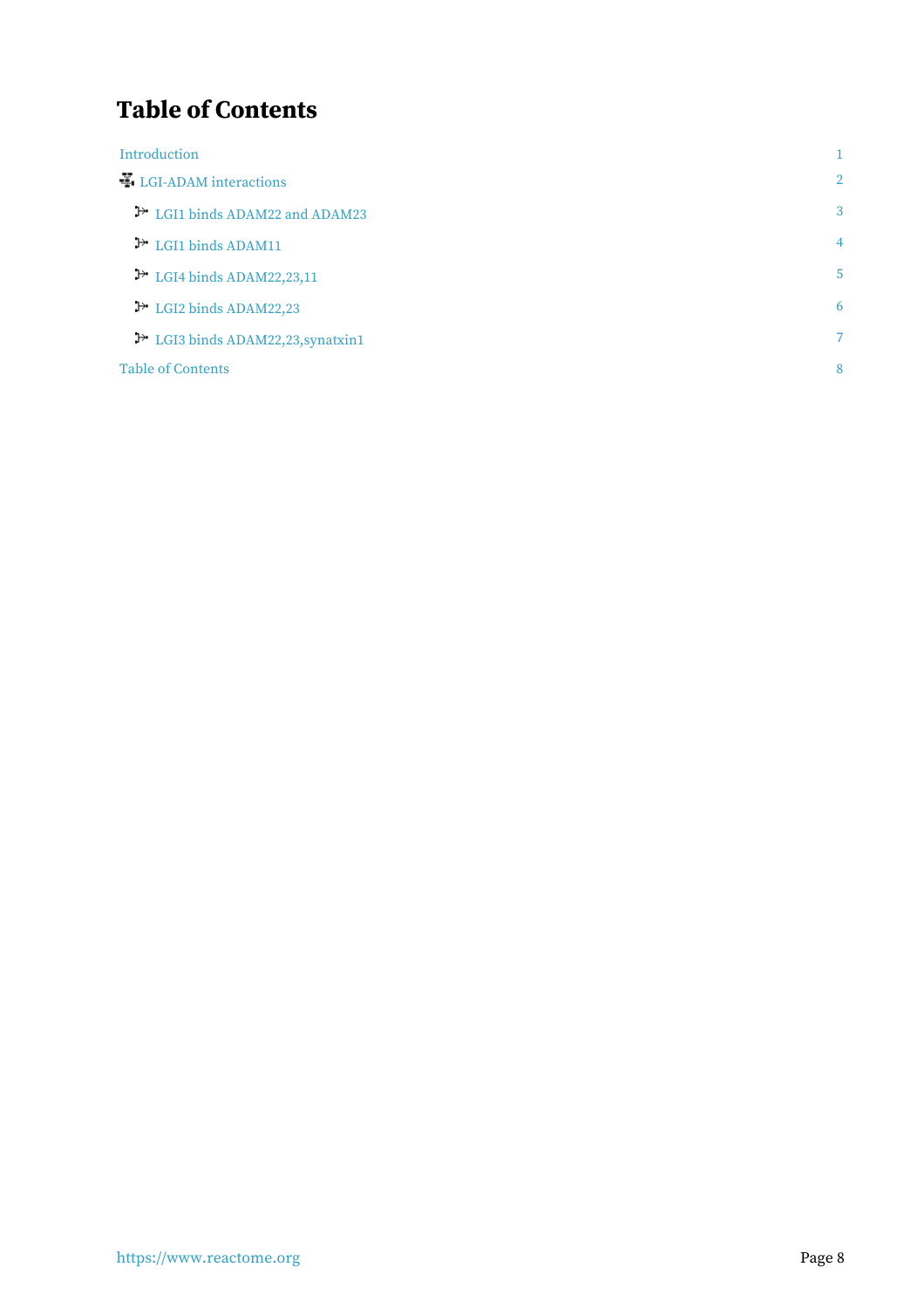# Table of Contents

| | |
|---|---|
| Introduction | 1 |
| LGI-ADAM interactions | 2 |
| LGI1 binds ADAM22 and ADAM23 | 3 |
| LGI1 binds ADAM11 | 4 |
| LGI4 binds ADAM22,23,11 | 5 |
| LGI2 binds ADAM22,23 | 6 |
| LGI3 binds ADAM22,23,synatxin1 | 7 |
| Table of Contents | 8 |